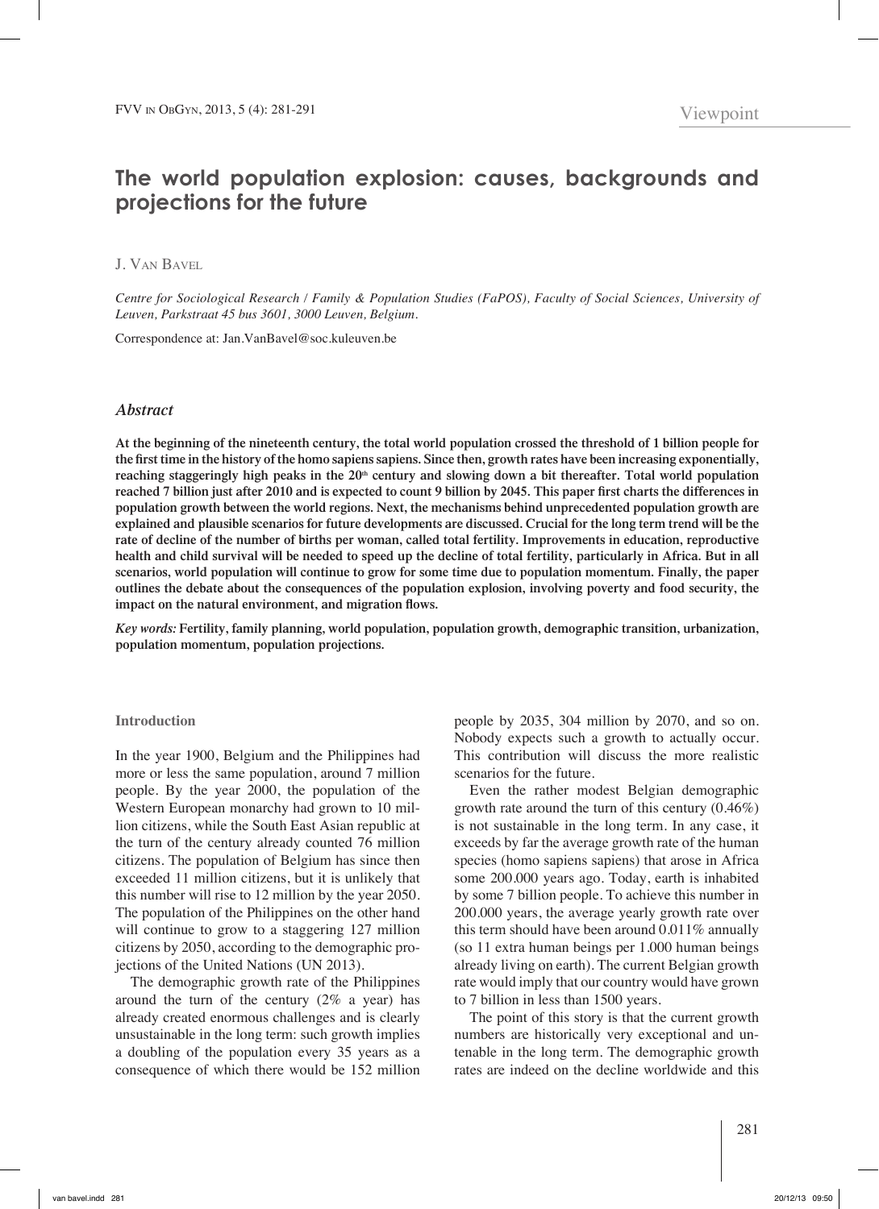Viewpoint

# The world population explosion: causes, backgrounds and projections for the future

J. Van Bavel

*Centre for Sociological Research / Family & Population Studies (FaPOS), Faculty of Social Sciences, University of Leuven, Parkstraat 45 bus 3601, 3000 Leuven, Belgium.*

Correspondence at: Jan.VanBavel@soc.kuleuven.be

## *Abstract*

**At the beginning of the nineteenth century, the total world population crossed the threshold of 1 billion people for the first time in the history of the homo sapiens sapiens. Since then, growth rates have been increasing exponentially, reaching staggeringly high peaks in the 20th century and slowing down a bit thereafter. Total world population reached 7 billion just after 2010 and is expected to count 9 billion by 2045. This paper first charts the differences in population growth between the world regions. Next, the mechanisms behind unprecedented population growth are explained and plausible scenarios for future developments are discussed. Crucial for the long term trend will be the rate of decline of the number of births per woman, called total fertility. Improvements in education, reproductive health and child survival will be needed to speed up the decline of total fertility, particularly in Africa. But in all scenarios, world population will continue to grow for some time due to population momentum. Finally, the paper outlines the debate about the consequences of the population explosion, involving poverty and food security, the impact on the natural environment, and migration flows.**

*Key words:* **Fertility, family planning, world population, population growth, demographic transition, urbanization, population momentum, population projections.**

### Introduction

In the year 1900, Belgium and the Philippines had more or less the same population, around 7 million people. By the year 2000, the population of the Western European monarchy had grown to 10 million citizens, while the South East Asian republic at the turn of the century already counted 76 million citizens. The population of Belgium has since then exceeded 11 million citizens, but it is unlikely that this number will rise to 12 million by the year 2050. The population of the Philippines on the other hand will continue to grow to a staggering 127 million citizens by 2050, according to the demographic projections of the United Nations (UN 2013).

The demographic growth rate of the Philippines around the turn of the century (2% a year) has already created enormous challenges and is clearly unsustainable in the long term: such growth implies a doubling of the population every 35 years as a consequence of which there would be 152 million people by 2035, 304 million by 2070, and so on. Nobody expects such a growth to actually occur. This contribution will discuss the more realistic scenarios for the future.

Even the rather modest Belgian demographic growth rate around the turn of this century (0.46%) is not sustainable in the long term. In any case, it exceeds by far the average growth rate of the human species (homo sapiens sapiens) that arose in Africa some 200.000 years ago. Today, earth is inhabited by some 7 billion people. To achieve this number in 200.000 years, the average yearly growth rate over this term should have been around 0.011% annually (so 11 extra human beings per 1.000 human beings already living on earth). The current Belgian growth rate would imply that our country would have grown to 7 billion in less than 1500 years.

The point of this story is that the current growth numbers are historically very exceptional and untenable in the long term. The demographic growth rates are indeed on the decline worldwide and this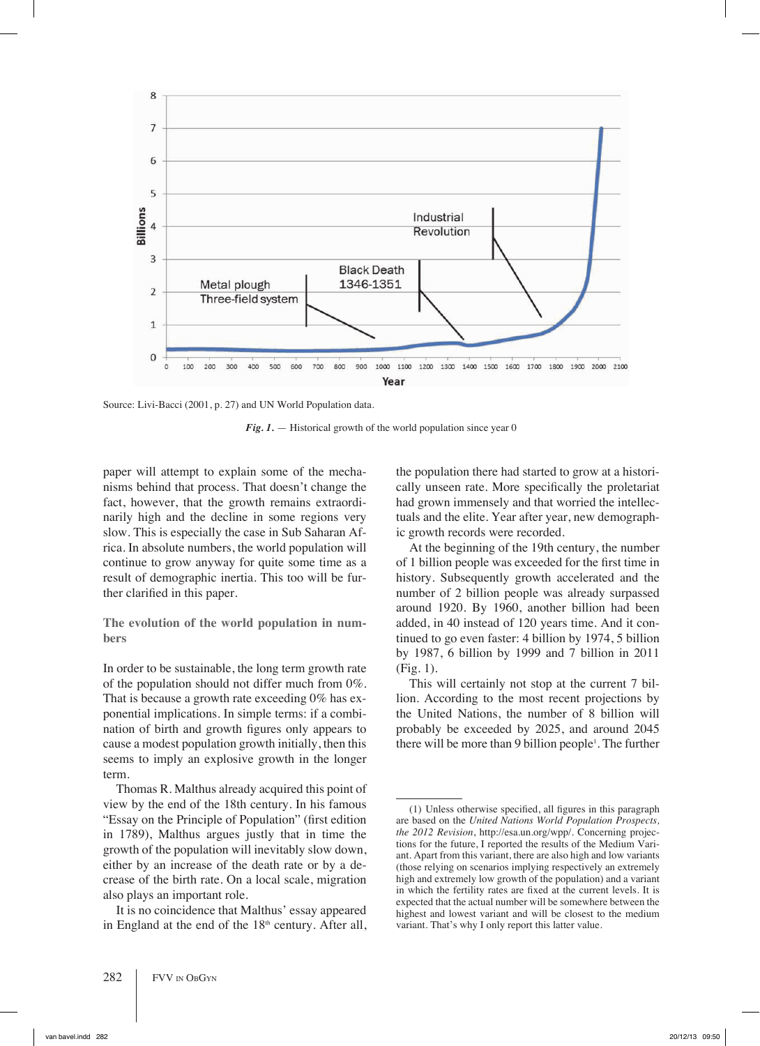Source: Livi-Bacci (2001, p. 27) and UN World Population data.

*Fig. 1.* — Historical growth of the world population since year 0

paper will attempt to explain some of the mechanisms behind that process. That doesn't change the fact, however, that the growth remains extraordinarily high and the decline in some regions very slow. This is especially the case in Sub Saharan Africa. In absolute numbers, the world population will continue to grow anyway for quite some time as a result of demographic inertia. This too will be further clarified in this paper.

## The evolution of the world population in numbers

In order to be sustainable, the long term growth rate of the population should not differ much from 0%. That is because a growth rate exceeding 0% has exponential implications. In simple terms: if a combination of birth and growth figures only appears to cause a modest population growth initially, then this seems to imply an explosive growth in the longer term.

Thomas R. Malthus already acquired this point of view by the end of the 18th century. In his famous "Essay on the Principle of Population" (first edition in 1789), Malthus argues justly that in time the growth of the population will inevitably slow down, either by an increase of the death rate or by a decrease of the birth rate. On a local scale, migration also plays an important role.

It is no coincidence that Malthus' essay appeared in England at the end of the 18th century. After all, the population there had started to grow at a historically unseen rate. More specifically the proletariat had grown immensely and that worried the intellectuals and the elite. Year after year, new demographic growth records were recorded.

At the beginning of the 19th century, the number of 1 billion people was exceeded for the first time in history. Subsequently growth accelerated and the number of 2 billion people was already surpassed around 1920. By 1960, another billion had been added, in 40 instead of 120 years time. And it continued to go even faster: 4 billion by 1974, 5 billion by 1987, 6 billion by 1999 and 7 billion in 2011 (Fig. 1).

This will certainly not stop at the current 7 billion. According to the most recent projections by the United Nations, the number of 8 billion will probably be exceeded by 2025, and around 2045 there will be more than 9 billion people[1]. The further

(1) Unless otherwise specified, all figures in this paragraph are based on the *United Nations World Population Prospects, the 2012 Revision*, http://esa.un.org/wpp/. Concerning projections for the future, I reported the results of the Medium Variant. Apart from this variant, there are also high and low variants (those relying on scenarios implying respectively an extremely high and extremely low growth of the population) and a variant in which the fertility rates are fixed at the current levels. It is expected that the actual number will be somewhere between the highest and lowest variant and will be closest to the medium variant. That's why I only report this latter value.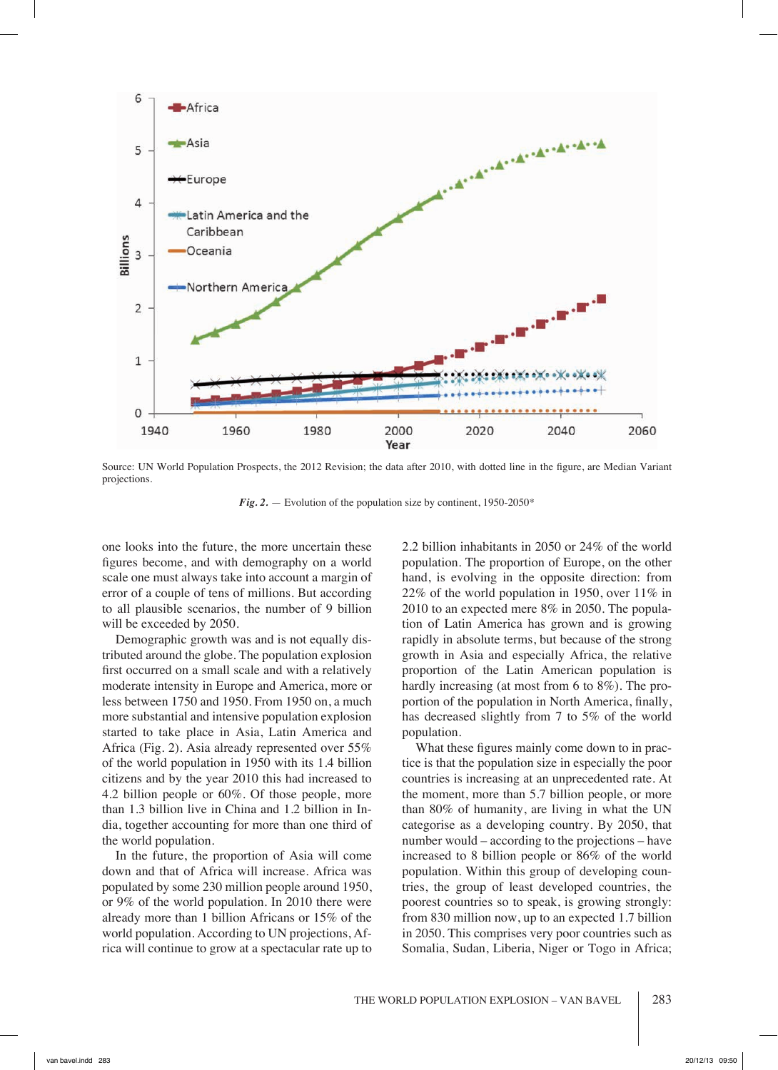Source: UN World Population Prospects, the 2012 Revision; the data after 2010, with dotted line in the figure, are Median Variant projections.

***Fig. 2.*** — Evolution of the population size by continent, 1950-2050*

one looks into the future, the more uncertain these figures become, and with demography on a world scale one must always take into account a margin of error of a couple of tens of millions. But according to all plausible scenarios, the number of 9 billion will be exceeded by 2050.

Demographic growth was and is not equally distributed around the globe. The population explosion first occurred on a small scale and with a relatively moderate intensity in Europe and America, more or less between 1750 and 1950. From 1950 on, a much more substantial and intensive population explosion started to take place in Asia, Latin America and Africa (Fig. 2). Asia already represented over 55% of the world population in 1950 with its 1.4 billion citizens and by the year 2010 this had increased to 4.2 billion people or 60%. Of those people, more than 1.3 billion live in China and 1.2 billion in India, together accounting for more than one third of the world population.

In the future, the proportion of Asia will come down and that of Africa will increase. Africa was populated by some 230 million people around 1950, or 9% of the world population. In 2010 there were already more than 1 billion Africans or 15% of the world population. According to UN projections, Africa will continue to grow at a spectacular rate up to 2.2 billion inhabitants in 2050 or 24% of the world population. The proportion of Europe, on the other hand, is evolving in the opposite direction: from 22% of the world population in 1950, over 11% in 2010 to an expected mere 8% in 2050. The population of Latin America has grown and is growing rapidly in absolute terms, but because of the strong growth in Asia and especially Africa, the relative proportion of the Latin American population is hardly increasing (at most from 6 to 8%). The proportion of the population in North America, finally, has decreased slightly from 7 to 5% of the world population.

What these figures mainly come down to in practice is that the population size in especially the poor countries is increasing at an unprecedented rate. At the moment, more than 5.7 billion people, or more than 80% of humanity, are living in what the UN categorise as a developing country. By 2050, that number would – according to the projections – have increased to 8 billion people or 86% of the world population. Within this group of developing countries, the group of least developed countries, the poorest countries so to speak, is growing strongly: from 830 million now, up to an expected 1.7 billion in 2050. This comprises very poor countries such as Somalia, Sudan, Liberia, Niger or Togo in Africa;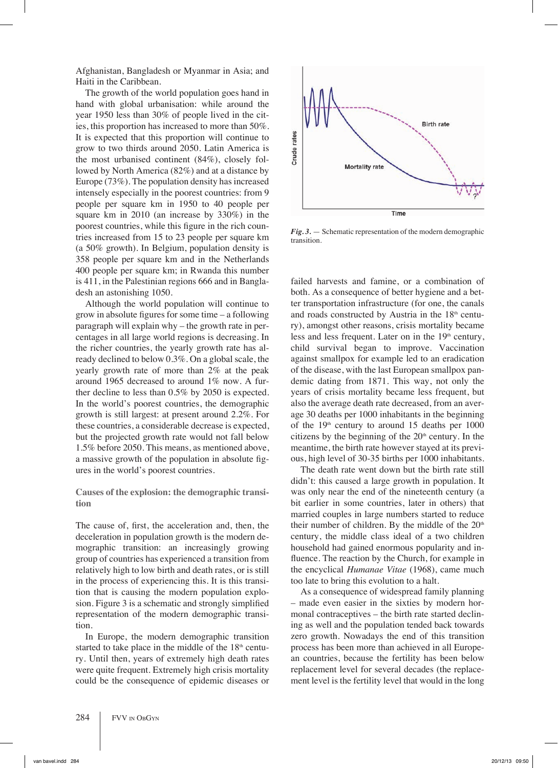Afghanistan, Bangladesh or Myanmar in Asia; and Haiti in the Caribbean.

The growth of the world population goes hand in hand with global urbanisation: while around the year 1950 less than 30% of people lived in the cities, this proportion has increased to more than 50%. It is expected that this proportion will continue to grow to two thirds around 2050. Latin America is the most urbanised continent (84%), closely followed by North America (82%) and at a distance by Europe (73%). The population density has increased intensely especially in the poorest countries: from 9 people per square km in 1950 to 40 people per square km in 2010 (an increase by 330%) in the poorest countries, while this figure in the rich countries increased from 15 to 23 people per square km (a 50% growth). In Belgium, population density is 358 people per square km and in the Netherlands 400 people per square km; in Rwanda this number is 411, in the Palestinian regions 666 and in Bangladesh an astonishing 1050.

Although the world population will continue to grow in absolute figures for some time – a following paragraph will explain why – the growth rate in percentages in all large world regions is decreasing. In the richer countries, the yearly growth rate has already declined to below 0.3%. On a global scale, the yearly growth rate of more than 2% at the peak around 1965 decreased to around 1% now. A further decline to less than 0.5% by 2050 is expected. In the world's poorest countries, the demographic growth is still largest: at present around 2.2%. For these countries, a considerable decrease is expected, but the projected growth rate would not fall below 1.5% before 2050. This means, as mentioned above, a massive growth of the population in absolute figures in the world's poorest countries.

### Causes of the explosion: the demographic transition

The cause of, first, the acceleration and, then, the deceleration in population growth is the modern demographic transition: an increasingly growing group of countries has experienced a transition from relatively high to low birth and death rates, or is still in the process of experiencing this. It is this transition that is causing the modern population explosion. Figure 3 is a schematic and strongly simplified representation of the modern demographic transition.

In Europe, the modern demographic transition started to take place in the middle of the 18th century. Until then, years of extremely high death rates were quite frequent. Extremely high crisis mortality could be the consequence of epidemic diseases or failed harvests and famine, or a combination of both. As a consequence of better hygiene and a better transportation infrastructure (for one, the canals and roads constructed by Austria in the 18th century), amongst other reasons, crisis mortality became less and less frequent. Later on in the 19th century, child survival began to improve. Vaccination against smallpox for example led to an eradication of the disease, with the last European smallpox pandemic dating from 1871. This way, not only the years of crisis mortality became less frequent, but also the average death rate decreased, from an average 30 deaths per 1000 inhabitants in the beginning of the 19th century to around 15 deaths per 1000 citizens by the beginning of the 20th century. In the meantime, the birth rate however stayed at its previous, high level of 30-35 births per 1000 inhabitants.

*Fig. 3.* — Schematic representation of the modern demographic transition.

The death rate went down but the birth rate still didn't: this caused a large growth in population. It was only near the end of the nineteenth century (a bit earlier in some countries, later in others) that married couples in large numbers started to reduce their number of children. By the middle of the 20th century, the middle class ideal of a two children household had gained enormous popularity and influence. The reaction by the Church, for example in the encyclical *Humanae Vitae* (1968), came much too late to bring this evolution to a halt.

As a consequence of widespread family planning – made even easier in the sixties by modern hormonal contraceptives – the birth rate started declining as well and the population tended back towards zero growth. Nowadays the end of this transition process has been more than achieved in all European countries, because the fertility has been below replacement level for several decades (the replacement level is the fertility level that would in the long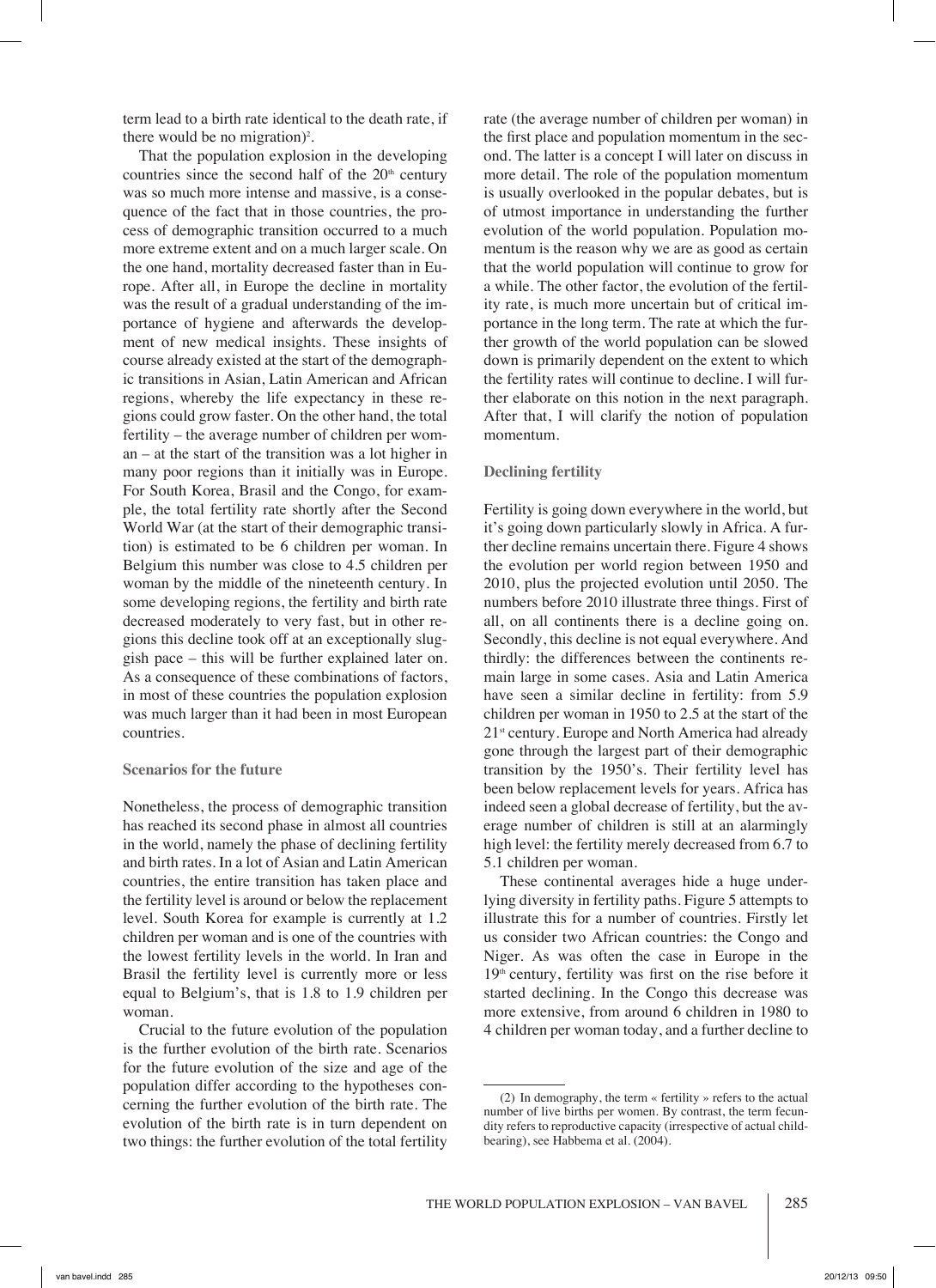term lead to a birth rate identical to the death rate, if there would be no migration)[2].

That the population explosion in the developing countries since the second half of the 20th century was so much more intense and massive, is a consequence of the fact that in those countries, the process of demographic transition occurred to a much more extreme extent and on a much larger scale. On the one hand, mortality decreased faster than in Europe. After all, in Europe the decline in mortality was the result of a gradual understanding of the importance of hygiene and afterwards the development of new medical insights. These insights of course already existed at the start of the demographic transitions in Asian, Latin American and African regions, whereby the life expectancy in these regions could grow faster. On the other hand, the total fertility – the average number of children per woman – at the start of the transition was a lot higher in many poor regions than it initially was in Europe. For South Korea, Brasil and the Congo, for example, the total fertility rate shortly after the Second World War (at the start of their demographic transition) is estimated to be 6 children per woman. In Belgium this number was close to 4.5 children per woman by the middle of the nineteenth century. In some developing regions, the fertility and birth rate decreased moderately to very fast, but in other regions this decline took off at an exceptionally sluggish pace – this will be further explained later on. As a consequence of these combinations of factors, in most of these countries the population explosion was much larger than it had been in most European countries.

**Scenarios for the future**

Nonetheless, the process of demographic transition has reached its second phase in almost all countries in the world, namely the phase of declining fertility and birth rates. In a lot of Asian and Latin American countries, the entire transition has taken place and the fertility level is around or below the replacement level. South Korea for example is currently at 1.2 children per woman and is one of the countries with the lowest fertility levels in the world. In Iran and Brasil the fertility level is currently more or less equal to Belgium's, that is 1.8 to 1.9 children per woman.

Crucial to the future evolution of the population is the further evolution of the birth rate. Scenarios for the future evolution of the size and age of the population differ according to the hypotheses concerning the further evolution of the birth rate. The evolution of the birth rate is in turn dependent on two things: the further evolution of the total fertility rate (the average number of children per woman) in the first place and population momentum in the second. The latter is a concept I will later on discuss in more detail. The role of the population momentum is usually overlooked in the popular debates, but is of utmost importance in understanding the further evolution of the world population. Population momentum is the reason why we are as good as certain that the world population will continue to grow for a while. The other factor, the evolution of the fertility rate, is much more uncertain but of critical importance in the long term. The rate at which the further growth of the world population can be slowed down is primarily dependent on the extent to which the fertility rates will continue to decline. I will further elaborate on this notion in the next paragraph. After that, I will clarify the notion of population momentum.

**Declining fertility**

Fertility is going down everywhere in the world, but it's going down particularly slowly in Africa. A further decline remains uncertain there. Figure 4 shows the evolution per world region between 1950 and 2010, plus the projected evolution until 2050. The numbers before 2010 illustrate three things. First of all, on all continents there is a decline going on. Secondly, this decline is not equal everywhere. And thirdly: the differences between the continents remain large in some cases. Asia and Latin America have seen a similar decline in fertility: from 5.9 children per woman in 1950 to 2.5 at the start of the 21st century. Europe and North America had already gone through the largest part of their demographic transition by the 1950's. Their fertility level has been below replacement levels for years. Africa has indeed seen a global decrease of fertility, but the average number of children is still at an alarmingly high level: the fertility merely decreased from 6.7 to 5.1 children per woman.

These continental averages hide a huge underlying diversity in fertility paths. Figure 5 attempts to illustrate this for a number of countries. Firstly let us consider two African countries: the Congo and Niger. As was often the case in Europe in the 19th century, fertility was first on the rise before it started declining. In the Congo this decrease was more extensive, from around 6 children in 1980 to 4 children per woman today, and a further decline to

(2) In demography, the term « fertility » refers to the actual number of live births per women. By contrast, the term fecundity refers to reproductive capacity (irrespective of actual childbearing), see Habbema et al. (2004).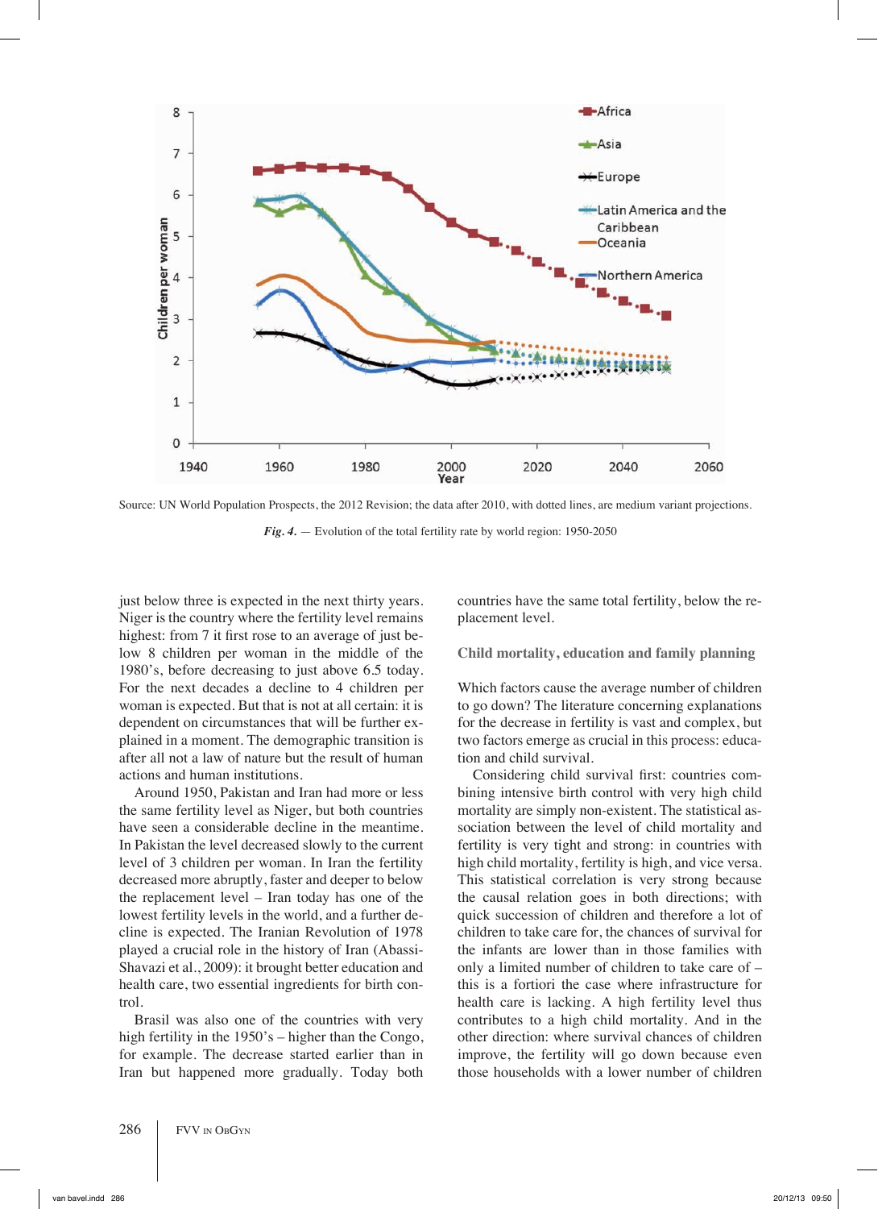Source: UN World Population Prospects, the 2012 Revision; the data after 2010, with dotted lines, are medium variant projections.

***Fig. 4.*** — Evolution of the total fertility rate by world region: 1950-2050

just below three is expected in the next thirty years. Niger is the country where the fertility level remains highest: from 7 it first rose to an average of just below 8 children per woman in the middle of the 1980's, before decreasing to just above 6.5 today. For the next decades a decline to 4 children per woman is expected. But that is not at all certain: it is dependent on circumstances that will be further explained in a moment. The demographic transition is after all not a law of nature but the result of human actions and human institutions.

Around 1950, Pakistan and Iran had more or less the same fertility level as Niger, but both countries have seen a considerable decline in the meantime. In Pakistan the level decreased slowly to the current level of 3 children per woman. In Iran the fertility decreased more abruptly, faster and deeper to below the replacement level – Iran today has one of the lowest fertility levels in the world, and a further decline is expected. The Iranian Revolution of 1978 played a crucial role in the history of Iran (Abassi-Shavazi et al., 2009): it brought better education and health care, two essential ingredients for birth control.

Brasil was also one of the countries with very high fertility in the 1950's – higher than the Congo, for example. The decrease started earlier than in Iran but happened more gradually. Today both countries have the same total fertility, below the replacement level.

## Child mortality, education and family planning

Which factors cause the average number of children to go down? The literature concerning explanations for the decrease in fertility is vast and complex, but two factors emerge as crucial in this process: education and child survival.

Considering child survival first: countries combining intensive birth control with very high child mortality are simply non-existent. The statistical association between the level of child mortality and fertility is very tight and strong: in countries with high child mortality, fertility is high, and vice versa. This statistical correlation is very strong because the causal relation goes in both directions; with quick succession of children and therefore a lot of children to take care for, the chances of survival for the infants are lower than in those families with only a limited number of children to take care of – this is a fortiori the case where infrastructure for health care is lacking. A high fertility level thus contributes to a high child mortality. And in the other direction: where survival chances of children improve, the fertility will go down because even those households with a lower number of children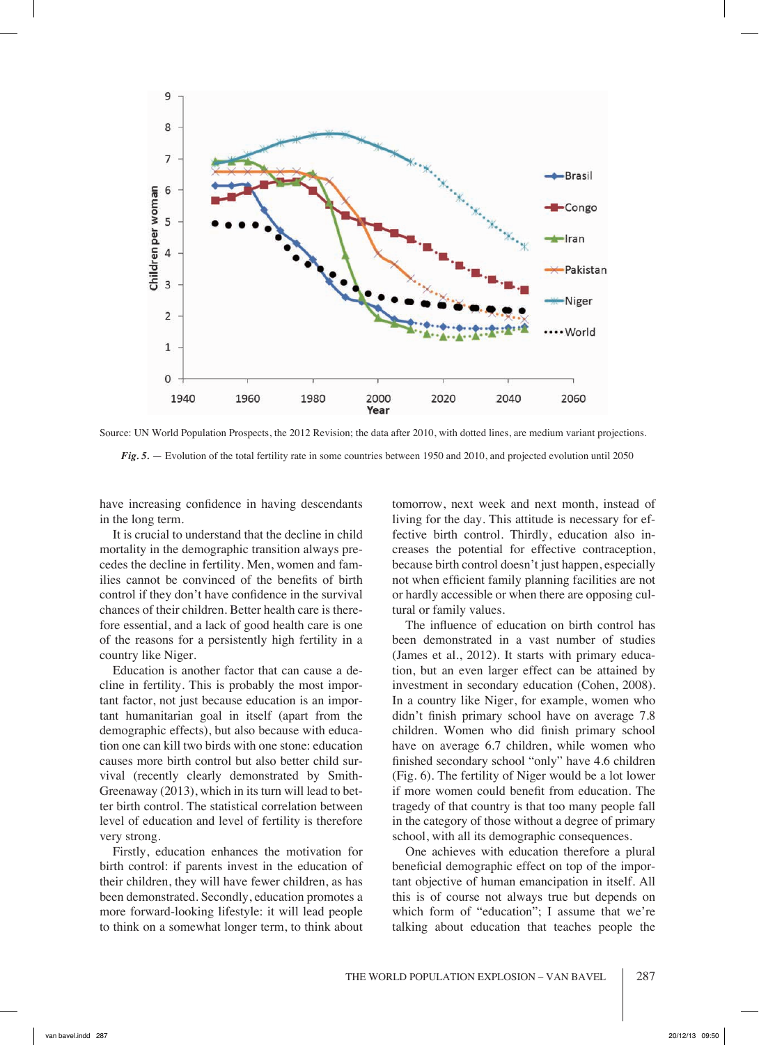Source: UN World Population Prospects, the 2012 Revision; the data after 2010, with dotted lines, are medium variant projections.

***Fig. 5.*** — Evolution of the total fertility rate in some countries between 1950 and 2010, and projected evolution until 2050

have increasing confidence in having descendants in the long term.

It is crucial to understand that the decline in child mortality in the demographic transition always precedes the decline in fertility. Men, women and families cannot be convinced of the benefits of birth control if they don't have confidence in the survival chances of their children. Better health care is therefore essential, and a lack of good health care is one of the reasons for a persistently high fertility in a country like Niger.

Education is another factor that can cause a decline in fertility. This is probably the most important factor, not just because education is an important humanitarian goal in itself (apart from the demographic effects), but also because with education one can kill two birds with one stone: education causes more birth control but also better child survival (recently clearly demonstrated by Smith-Greenaway (2013), which in its turn will lead to better birth control. The statistical correlation between level of education and level of fertility is therefore very strong.

Firstly, education enhances the motivation for birth control: if parents invest in the education of their children, they will have fewer children, as has been demonstrated. Secondly, education promotes a more forward-looking lifestyle: it will lead people to think on a somewhat longer term, to think about tomorrow, next week and next month, instead of living for the day. This attitude is necessary for effective birth control. Thirdly, education also increases the potential for effective contraception, because birth control doesn't just happen, especially not when efficient family planning facilities are not or hardly accessible or when there are opposing cultural or family values.

The influence of education on birth control has been demonstrated in a vast number of studies (James et al., 2012). It starts with primary education, but an even larger effect can be attained by investment in secondary education (Cohen, 2008). In a country like Niger, for example, women who didn't finish primary school have on average 7.8 children. Women who did finish primary school have on average 6.7 children, while women who finished secondary school "only" have 4.6 children (Fig. 6). The fertility of Niger would be a lot lower if more women could benefit from education. The tragedy of that country is that too many people fall in the category of those without a degree of primary school, with all its demographic consequences.

One achieves with education therefore a plural beneficial demographic effect on top of the important objective of human emancipation in itself. All this is of course not always true but depends on which form of "education"; I assume that we're talking about education that teaches people the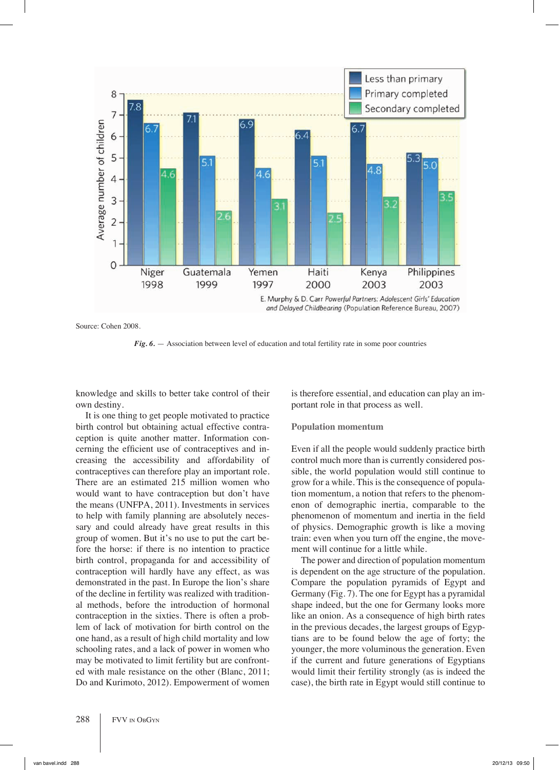| | Less than primary | Primary completed | Secondary completed |
|---|---|---|---|
| Niger 1998 | 7.8 | 6.7 | 4.6 |
| Guatemala 1999 | 7.1 | 5.1 | 2.6 |
| Yemen 1997 | 6.9 | 4.6 | 3.1 |
| Haiti 2000 | 6.4 | 5.1 | 2.5 |
| Kenya 2003 | 6.7 | 4.8 | 3.2 |
| Philippines 2003 | 5.3 | 5.0 | 3.5 |

Average number of children

E. Murphy & D. Carr *Powerful Partners: Adolescent Girls' Education and Delayed Childbearing* (Population Reference Bureau, 2007)

Source: Cohen 2008.

***Fig. 6.*** — Association between level of education and total fertility rate in some poor countries

knowledge and skills to better take control of their own destiny.

It is one thing to get people motivated to practice birth control but obtaining actual effective contraception is quite another matter. Information concerning the efficient use of contraceptives and increasing the accessibility and affordability of contraceptives can therefore play an important role. There are an estimated 215 million women who would want to have contraception but don't have the means (UNFPA, 2011). Investments in services to help with family planning are absolutely necessary and could already have great results in this group of women. But it's no use to put the cart before the horse: if there is no intention to practice birth control, propaganda for and accessibility of contraception will hardly have any effect, as was demonstrated in the past. In Europe the lion's share of the decline in fertility was realized with traditional methods, before the introduction of hormonal contraception in the sixties. There is often a problem of lack of motivation for birth control on the one hand, as a result of high child mortality and low schooling rates, and a lack of power in women who may be motivated to limit fertility but are confronted with male resistance on the other (Blanc, 2011; Do and Kurimoto, 2012). Empowerment of women is therefore essential, and education can play an important role in that process as well.

## Population momentum

Even if all the people would suddenly practice birth control much more than is currently considered possible, the world population would still continue to grow for a while. This is the consequence of population momentum, a notion that refers to the phenomenon of demographic inertia, comparable to the phenomenon of momentum and inertia in the field of physics. Demographic growth is like a moving train: even when you turn off the engine, the movement will continue for a little while.

The power and direction of population momentum is dependent on the age structure of the population. Compare the population pyramids of Egypt and Germany (Fig. 7). The one for Egypt has a pyramidal shape indeed, but the one for Germany looks more like an onion. As a consequence of high birth rates in the previous decades, the largest groups of Egyptians are to be found below the age of forty; the younger, the more voluminous the generation. Even if the current and future generations of Egyptians would limit their fertility strongly (as is indeed the case), the birth rate in Egypt would still continue to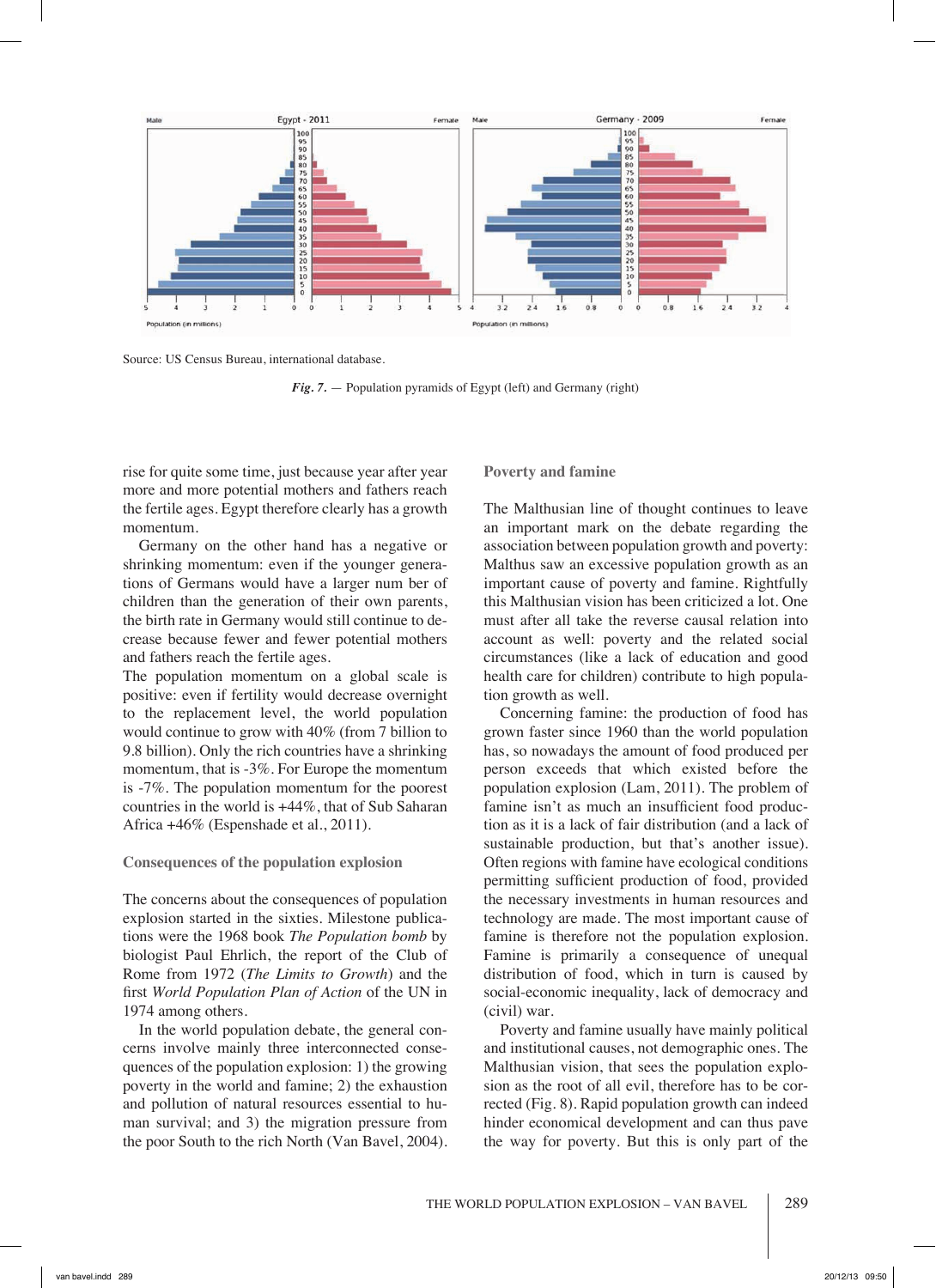Source: US Census Bureau, international database.

*Fig. 7.* — Population pyramids of Egypt (left) and Germany (right)

rise for quite some time, just because year after year more and more potential mothers and fathers reach the fertile ages. Egypt therefore clearly has a growth momentum.

Germany on the other hand has a negative or shrinking momentum: even if the younger generations of Germans would have a larger num ber of children than the generation of their own parents, the birth rate in Germany would still continue to decrease because fewer and fewer potential mothers and fathers reach the fertile ages.

The population momentum on a global scale is positive: even if fertility would decrease overnight to the replacement level, the world population would continue to grow with 40% (from 7 billion to 9.8 billion). Only the rich countries have a shrinking momentum, that is -3%. For Europe the momentum is -7%. The population momentum for the poorest countries in the world is +44%, that of Sub Saharan Africa +46% (Espenshade et al., 2011).

### Consequences of the population explosion

The concerns about the consequences of population explosion started in the sixties. Milestone publications were the 1968 book *The Population bomb* by biologist Paul Ehrlich, the report of the Club of Rome from 1972 (*The Limits to Growth*) and the first *World Population Plan of Action* of the UN in 1974 among others.

In the world population debate, the general concerns involve mainly three interconnected consequences of the population explosion: 1) the growing poverty in the world and famine; 2) the exhaustion and pollution of natural resources essential to human survival; and 3) the migration pressure from the poor South to the rich North (Van Bavel, 2004).

### Poverty and famine

The Malthusian line of thought continues to leave an important mark on the debate regarding the association between population growth and poverty: Malthus saw an excessive population growth as an important cause of poverty and famine. Rightfully this Malthusian vision has been criticized a lot. One must after all take the reverse causal relation into account as well: poverty and the related social circumstances (like a lack of education and good health care for children) contribute to high population growth as well.

Concerning famine: the production of food has grown faster since 1960 than the world population has, so nowadays the amount of food produced per person exceeds that which existed before the population explosion (Lam, 2011). The problem of famine isn't as much an insufficient food production as it is a lack of fair distribution (and a lack of sustainable production, but that's another issue). Often regions with famine have ecological conditions permitting sufficient production of food, provided the necessary investments in human resources and technology are made. The most important cause of famine is therefore not the population explosion. Famine is primarily a consequence of unequal distribution of food, which in turn is caused by social-economic inequality, lack of democracy and (civil) war.

Poverty and famine usually have mainly political and institutional causes, not demographic ones. The Malthusian vision, that sees the population explosion as the root of all evil, therefore has to be corrected (Fig. 8). Rapid population growth can indeed hinder economical development and can thus pave the way for poverty. But this is only part of the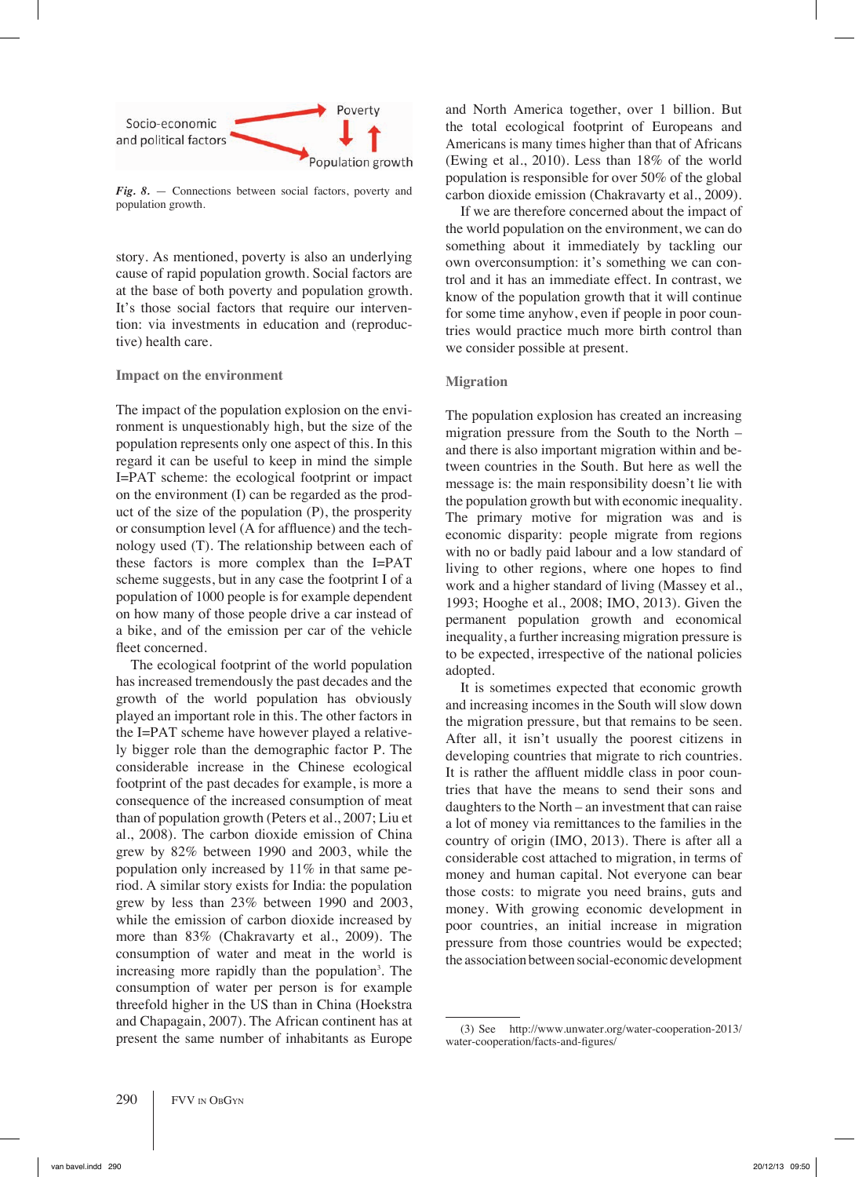Socio-economic and political factors → Poverty ↔ Population growth

*Fig. 8.* — Connections between social factors, poverty and population growth.

story. As mentioned, poverty is also an underlying cause of rapid population growth. Social factors are at the base of both poverty and population growth. It's those social factors that require our intervention: via investments in education and (reproductive) health care.

### Impact on the environment

The impact of the population explosion on the environment is unquestionably high, but the size of the population represents only one aspect of this. In this regard it can be useful to keep in mind the simple I=PAT scheme: the ecological footprint or impact on the environment (I) can be regarded as the product of the size of the population (P), the prosperity or consumption level (A for affluence) and the technology used (T). The relationship between each of these factors is more complex than the I=PAT scheme suggests, but in any case the footprint I of a population of 1000 people is for example dependent on how many of those people drive a car instead of a bike, and of the emission per car of the vehicle fleet concerned.

The ecological footprint of the world population has increased tremendously the past decades and the growth of the world population has obviously played an important role in this. The other factors in the I=PAT scheme have however played a relatively bigger role than the demographic factor P. The considerable increase in the Chinese ecological footprint of the past decades for example, is more a consequence of the increased consumption of meat than of population growth (Peters et al., 2007; Liu et al., 2008). The carbon dioxide emission of China grew by 82% between 1990 and 2003, while the population only increased by 11% in that same period. A similar story exists for India: the population grew by less than 23% between 1990 and 2003, while the emission of carbon dioxide increased by more than 83% (Chakravarty et al., 2009). The consumption of water and meat in the world is increasing more rapidly than the population[3]. The consumption of water per person is for example threefold higher in the US than in China (Hoekstra and Chapagain, 2007). The African continent has at present the same number of inhabitants as Europe and North America together, over 1 billion. But the total ecological footprint of Europeans and Americans is many times higher than that of Africans (Ewing et al., 2010). Less than 18% of the world population is responsible for over 50% of the global carbon dioxide emission (Chakravarty et al., 2009).

If we are therefore concerned about the impact of the world population on the environment, we can do something about it immediately by tackling our own overconsumption: it's something we can control and it has an immediate effect. In contrast, we know of the population growth that it will continue for some time anyhow, even if people in poor countries would practice much more birth control than we consider possible at present.

### Migration

The population explosion has created an increasing migration pressure from the South to the North – and there is also important migration within and between countries in the South. But here as well the message is: the main responsibility doesn't lie with the population growth but with economic inequality. The primary motive for migration was and is economic disparity: people migrate from regions with no or badly paid labour and a low standard of living to other regions, where one hopes to find work and a higher standard of living (Massey et al., 1993; Hooghe et al., 2008; IMO, 2013). Given the permanent population growth and economical inequality, a further increasing migration pressure is to be expected, irrespective of the national policies adopted.

It is sometimes expected that economic growth and increasing incomes in the South will slow down the migration pressure, but that remains to be seen. After all, it isn't usually the poorest citizens in developing countries that migrate to rich countries. It is rather the affluent middle class in poor countries that have the means to send their sons and daughters to the North – an investment that can raise a lot of money via remittances to the families in the country of origin (IMO, 2013). There is after all a considerable cost attached to migration, in terms of money and human capital. Not everyone can bear those costs: to migrate you need brains, guts and money. With growing economic development in poor countries, an initial increase in migration pressure from those countries would be expected; the association between social-economic development

(3) See http://www.unwater.org/water-cooperation-2013/water-cooperation/facts-and-figures/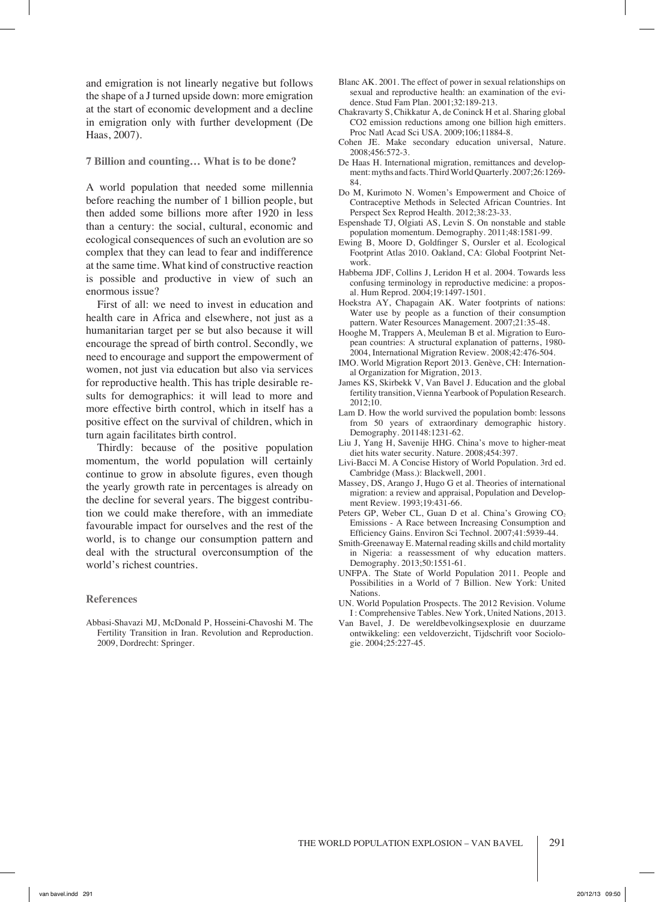and emigration is not linearly negative but follows the shape of a J turned upside down: more emigration at the start of economic development and a decline in emigration only with further development (De Haas, 2007).

## 7 Billion and counting… What is to be done?

A world population that needed some millennia before reaching the number of 1 billion people, but then added some billions more after 1920 in less than a century: the social, cultural, economic and ecological consequences of such an evolution are so complex that they can lead to fear and indifference at the same time. What kind of constructive reaction is possible and productive in view of such an enormous issue?

First of all: we need to invest in education and health care in Africa and elsewhere, not just as a humanitarian target per se but also because it will encourage the spread of birth control. Secondly, we need to encourage and support the empowerment of women, not just via education but also via services for reproductive health. This has triple desirable results for demographics: it will lead to more and more effective birth control, which in itself has a positive effect on the survival of children, which in turn again facilitates birth control.

Thirdly: because of the positive population momentum, the world population will certainly continue to grow in absolute figures, even though the yearly growth rate in percentages is already on the decline for several years. The biggest contribution we could make therefore, with an immediate favourable impact for ourselves and the rest of the world, is to change our consumption pattern and deal with the structural overconsumption of the world's richest countries.

## References

Abbasi-Shavazi MJ, McDonald P, Hosseini-Chavoshi M. The Fertility Transition in Iran. Revolution and Reproduction. 2009, Dordrecht: Springer.

Blanc AK. 2001. The effect of power in sexual relationships on sexual and reproductive health: an examination of the evidence. Stud Fam Plan. 2001;32:189-213.

Chakravarty S, Chikkatur A, de Coninck H et al. Sharing global CO2 emission reductions among one billion high emitters. Proc Natl Acad Sci USA. 2009;106;11884-8.

Cohen JE. Make secondary education universal, Nature. 2008;456:572-3.

De Haas H. International migration, remittances and development: myths and facts. Third World Quarterly. 2007;26:1269-84.

Do M, Kurimoto N. Women's Empowerment and Choice of Contraceptive Methods in Selected African Countries. Int Perspect Sex Reprod Health. 2012;38:23-33.

Espenshade TJ, Olgiati AS, Levin S. On nonstable and stable population momentum. Demography. 2011;48:1581-99.

Ewing B, Moore D, Goldfinger S, Oursler et al. Ecological Footprint Atlas 2010. Oakland, CA: Global Footprint Network.

Habbema JDF, Collins J, Leridon H et al. 2004. Towards less confusing terminology in reproductive medicine: a proposal. Hum Reprod. 2004;19:1497-1501.

Hoekstra AY, Chapagain AK. Water footprints of nations: Water use by people as a function of their consumption pattern. Water Resources Management. 2007;21:35-48.

Hooghe M, Trappers A, Meuleman B et al. Migration to European countries: A structural explanation of patterns, 1980-2004, International Migration Review. 2008;42:476-504.

IMO. World Migration Report 2013. Genève, CH: International Organization for Migration, 2013.

James KS, Skirbekk V, Van Bavel J. Education and the global fertility transition, Vienna Yearbook of Population Research. 2012;10.

Lam D. How the world survived the population bomb: lessons from 50 years of extraordinary demographic history. Demography. 201148:1231-62.

Liu J, Yang H, Savenije HHG. China's move to higher-meat diet hits water security. Nature. 2008;454:397.

Livi-Bacci M. A Concise History of World Population. 3rd ed. Cambridge (Mass.): Blackwell, 2001.

Massey, DS, Arango J, Hugo G et al. Theories of international migration: a review and appraisal, Population and Development Review. 1993;19:431-66.

Peters GP, Weber CL, Guan D et al. China's Growing $CO_2$ Emissions - A Race between Increasing Consumption and Efficiency Gains. Environ Sci Technol. 2007;41:5939-44.

Smith-Greenaway E. Maternal reading skills and child mortality in Nigeria: a reassessment of why education matters. Demography. 2013;50:1551-61.

UNFPA. The State of World Population 2011. People and Possibilities in a World of 7 Billion. New York: United Nations.

UN. World Population Prospects. The 2012 Revision. Volume I : Comprehensive Tables. New York, United Nations, 2013.

Van Bavel, J. De wereldbevolkingsexplosie en duurzame ontwikkeling: een veldoverzicht, Tijdschrift voor Sociologie. 2004;25:227-45.